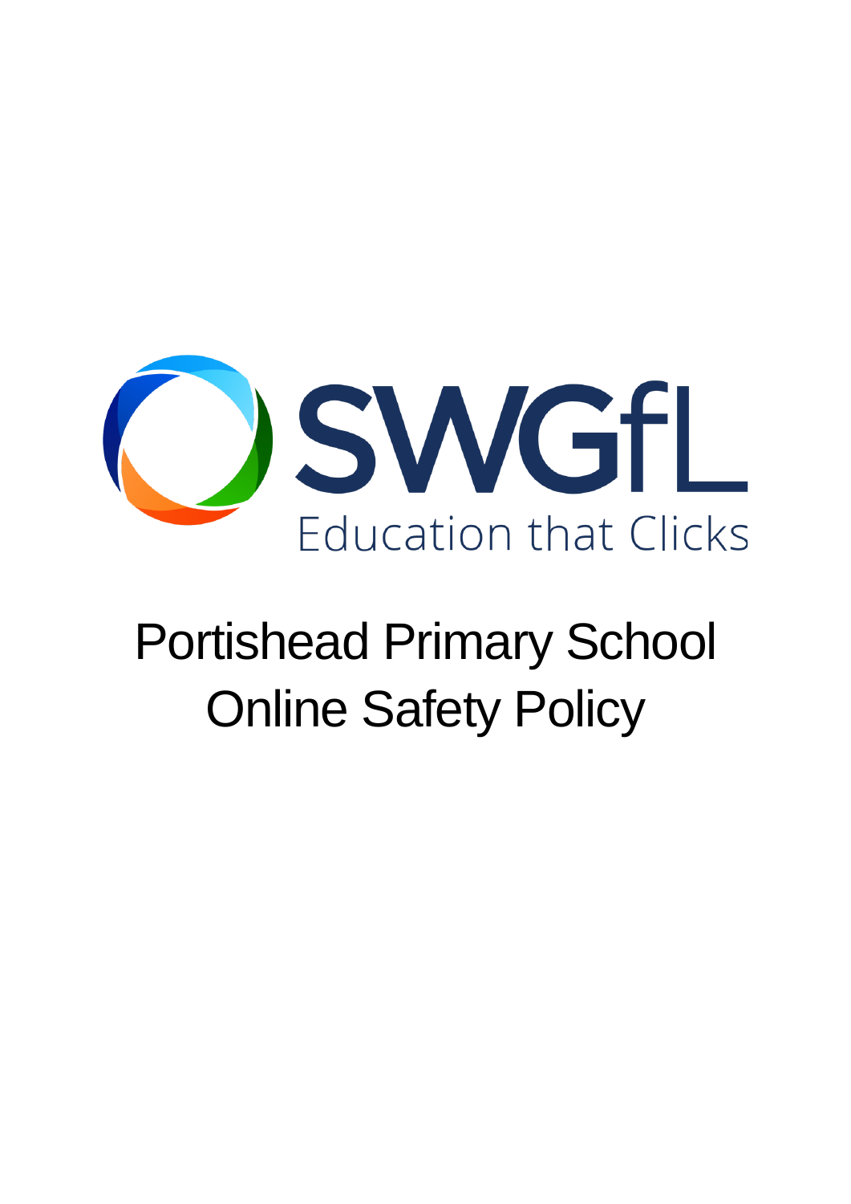SWGfL

Education that Clicks

# Portishead Primary School Online Safety Policy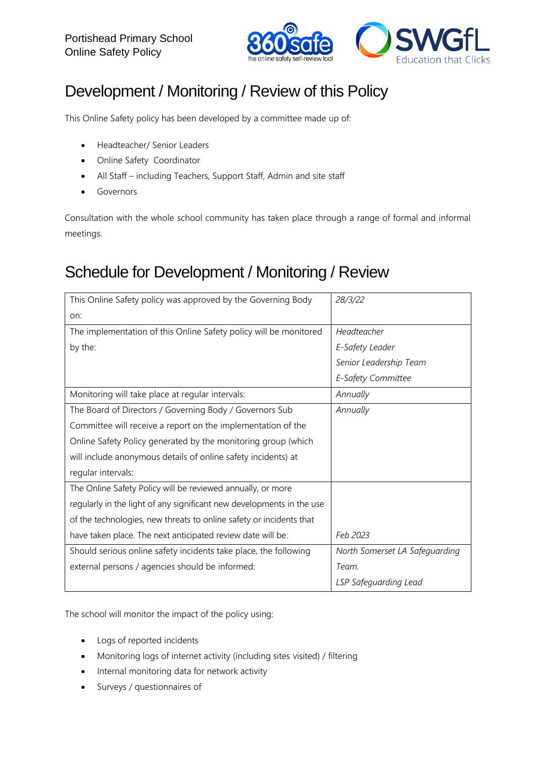# Development / Monitoring / Review of this Policy

This Online Safety policy has been developed by a committee made up of:

- Headteacher/ Senior Leaders
- Online Safety Coordinator
- All Staff – including Teachers, Support Staff, Admin and site staff
- Governors

Consultation with the whole school community has taken place through a range of formal and informal meetings.

# Schedule for Development / Monitoring / Review

| | |
|---|---|
| This Online Safety policy was approved by the Governing Body on: | *28/3/22* |
| The implementation of this Online Safety policy will be monitored by the: | *Headteacher*<br>*E-Safety Leader*<br>*Senior Leadership Team*<br>*E-Safety Committee* |
| Monitoring will take place at regular intervals: | *Annually* |
| The Board of Directors / Governing Body / Governors Sub Committee will receive a report on the implementation of the Online Safety Policy generated by the monitoring group (which will include anonymous details of online safety incidents) at regular intervals: | *Annually* |
| The Online Safety Policy will be reviewed annually, or more regularly in the light of any significant new developments in the use of the technologies, new threats to online safety or incidents that have taken place. The next anticipated review date will be: | *Feb 2023* |
| Should serious online safety incidents take place, the following external persons / agencies should be informed: | *North Somerset LA Safeguarding Team.*<br>*LSP Safeguarding Lead* |

The school will monitor the impact of the policy using:

- Logs of reported incidents
- Monitoring logs of internet activity (including sites visited) / filtering
- Internal monitoring data for network activity
- Surveys / questionnaires of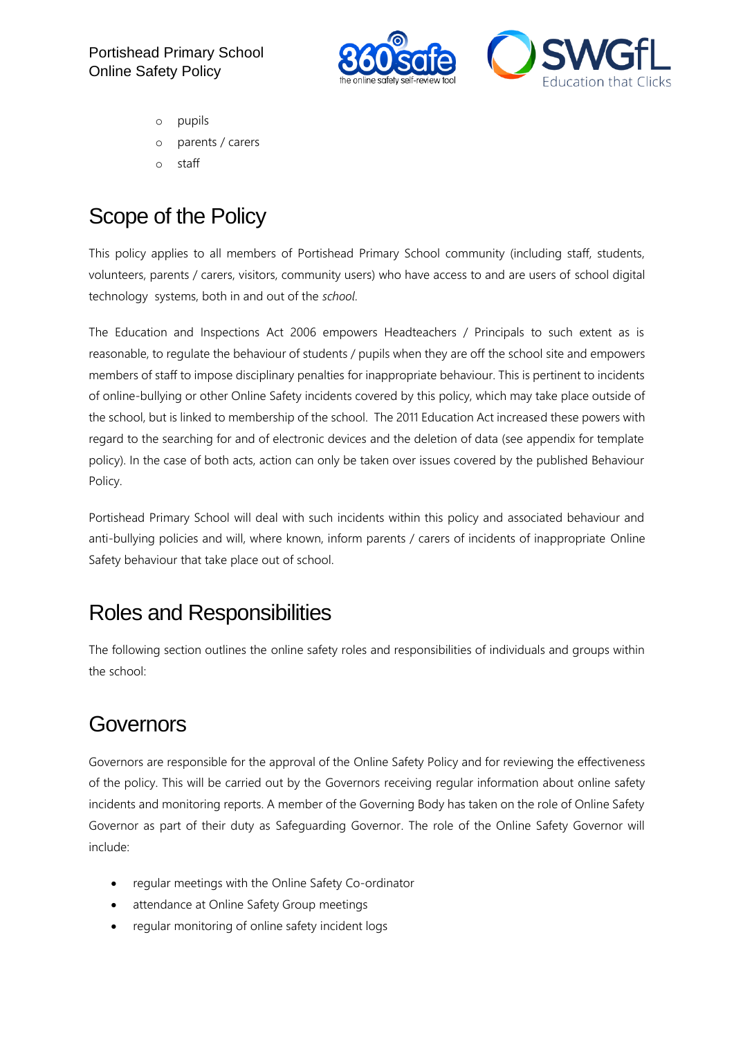- pupils
- parents / carers
- staff

## Scope of the Policy

This policy applies to all members of Portishead Primary School community (including staff, students, volunteers, parents / carers, visitors, community users) who have access to and are users of school digital technology systems, both in and out of the *school*.

The Education and Inspections Act 2006 empowers Headteachers / Principals to such extent as is reasonable, to regulate the behaviour of students / pupils when they are off the school site and empowers members of staff to impose disciplinary penalties for inappropriate behaviour. This is pertinent to incidents of online-bullying or other Online Safety incidents covered by this policy, which may take place outside of the school, but is linked to membership of the school. The 2011 Education Act increased these powers with regard to the searching for and of electronic devices and the deletion of data (see appendix for template policy). In the case of both acts, action can only be taken over issues covered by the published Behaviour Policy.

Portishead Primary School will deal with such incidents within this policy and associated behaviour and anti-bullying policies and will, where known, inform parents / carers of incidents of inappropriate Online Safety behaviour that take place out of school.

## Roles and Responsibilities

The following section outlines the online safety roles and responsibilities of individuals and groups within the school:

## Governors

Governors are responsible for the approval of the Online Safety Policy and for reviewing the effectiveness of the policy. This will be carried out by the Governors receiving regular information about online safety incidents and monitoring reports. A member of the Governing Body has taken on the role of Online Safety Governor as part of their duty as Safeguarding Governor. The role of the Online Safety Governor will include:

- regular meetings with the Online Safety Co-ordinator
- attendance at Online Safety Group meetings
- regular monitoring of online safety incident logs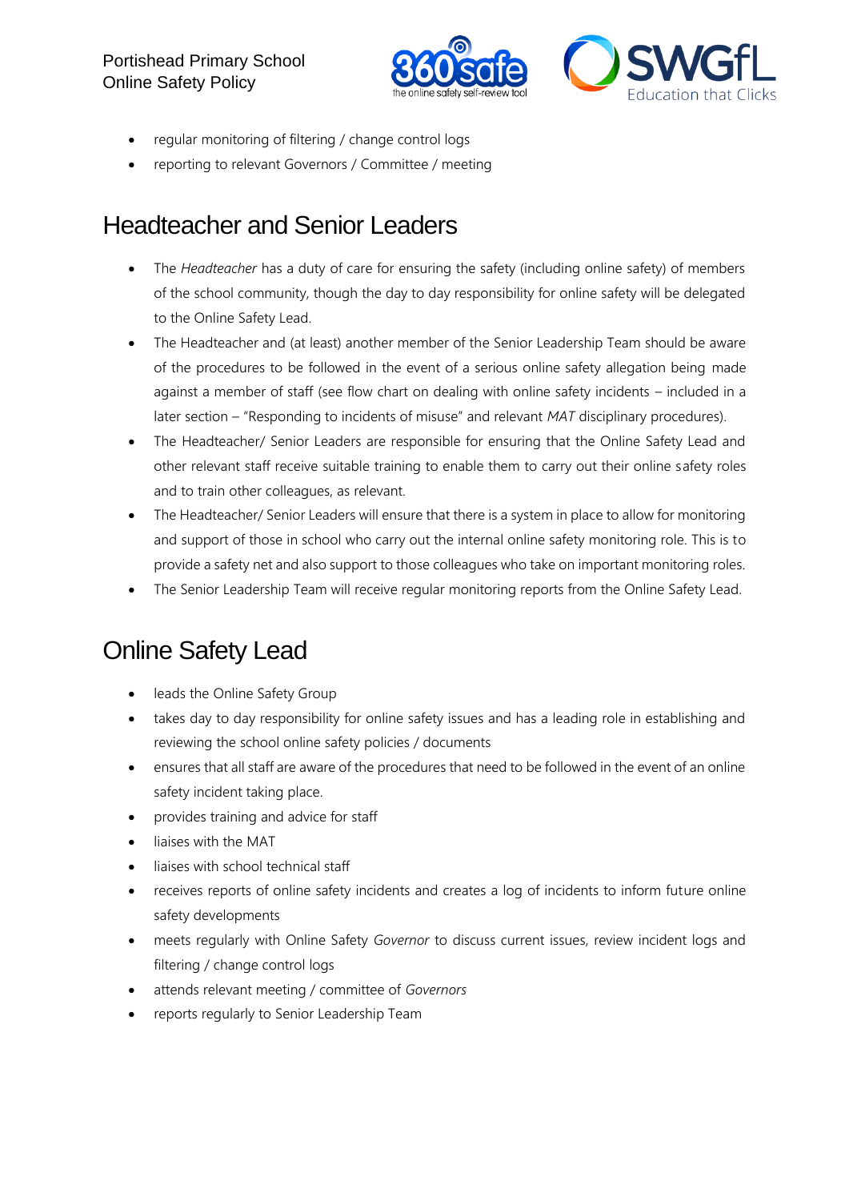- regular monitoring of filtering / change control logs
- reporting to relevant Governors / Committee / meeting

## Headteacher and Senior Leaders

- The *Headteacher* has a duty of care for ensuring the safety (including online safety) of members of the school community, though the day to day responsibility for online safety will be delegated to the Online Safety Lead.
- The Headteacher and (at least) another member of the Senior Leadership Team should be aware of the procedures to be followed in the event of a serious online safety allegation being made against a member of staff (see flow chart on dealing with online safety incidents – included in a later section – "Responding to incidents of misuse" and relevant *MAT* disciplinary procedures).
- The Headteacher/ Senior Leaders are responsible for ensuring that the Online Safety Lead and other relevant staff receive suitable training to enable them to carry out their online safety roles and to train other colleagues, as relevant.
- The Headteacher/ Senior Leaders will ensure that there is a system in place to allow for monitoring and support of those in school who carry out the internal online safety monitoring role. This is to provide a safety net and also support to those colleagues who take on important monitoring roles.
- The Senior Leadership Team will receive regular monitoring reports from the Online Safety Lead.

## Online Safety Lead

- leads the Online Safety Group
- takes day to day responsibility for online safety issues and has a leading role in establishing and reviewing the school online safety policies / documents
- ensures that all staff are aware of the procedures that need to be followed in the event of an online safety incident taking place.
- provides training and advice for staff
- liaises with the MAT
- liaises with school technical staff
- receives reports of online safety incidents and creates a log of incidents to inform future online safety developments
- meets regularly with Online Safety *Governor* to discuss current issues, review incident logs and filtering / change control logs
- attends relevant meeting / committee of *Governors*
- reports regularly to Senior Leadership Team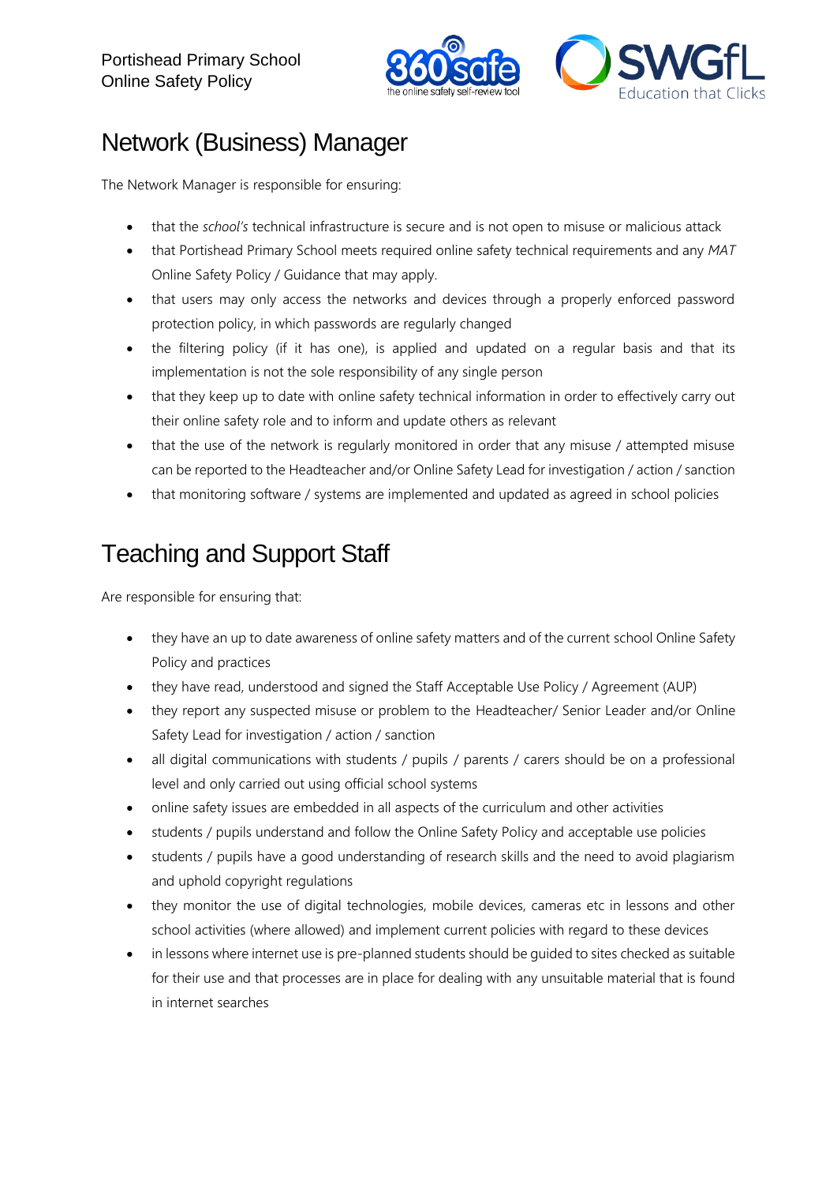## Network (Business) Manager

The Network Manager is responsible for ensuring:

- that the *school's* technical infrastructure is secure and is not open to misuse or malicious attack
- that Portishead Primary School meets required online safety technical requirements and any *MAT* Online Safety Policy / Guidance that may apply.
- that users may only access the networks and devices through a properly enforced password protection policy, in which passwords are regularly changed
- the filtering policy (if it has one), is applied and updated on a regular basis and that its implementation is not the sole responsibility of any single person
- that they keep up to date with online safety technical information in order to effectively carry out their online safety role and to inform and update others as relevant
- that the use of the network is regularly monitored in order that any misuse / attempted misuse can be reported to the Headteacher and/or Online Safety Lead for investigation / action / sanction
- that monitoring software / systems are implemented and updated as agreed in school policies

## Teaching and Support Staff

Are responsible for ensuring that:

- they have an up to date awareness of online safety matters and of the current school Online Safety Policy and practices
- they have read, understood and signed the Staff Acceptable Use Policy / Agreement (AUP)
- they report any suspected misuse or problem to the Headteacher/ Senior Leader and/or Online Safety Lead for investigation / action / sanction
- all digital communications with students / pupils / parents / carers should be on a professional level and only carried out using official school systems
- online safety issues are embedded in all aspects of the curriculum and other activities
- students / pupils understand and follow the Online Safety Policy and acceptable use policies
- students / pupils have a good understanding of research skills and the need to avoid plagiarism and uphold copyright regulations
- they monitor the use of digital technologies, mobile devices, cameras etc in lessons and other school activities (where allowed) and implement current policies with regard to these devices
- in lessons where internet use is pre-planned students should be guided to sites checked as suitable for their use and that processes are in place for dealing with any unsuitable material that is found in internet searches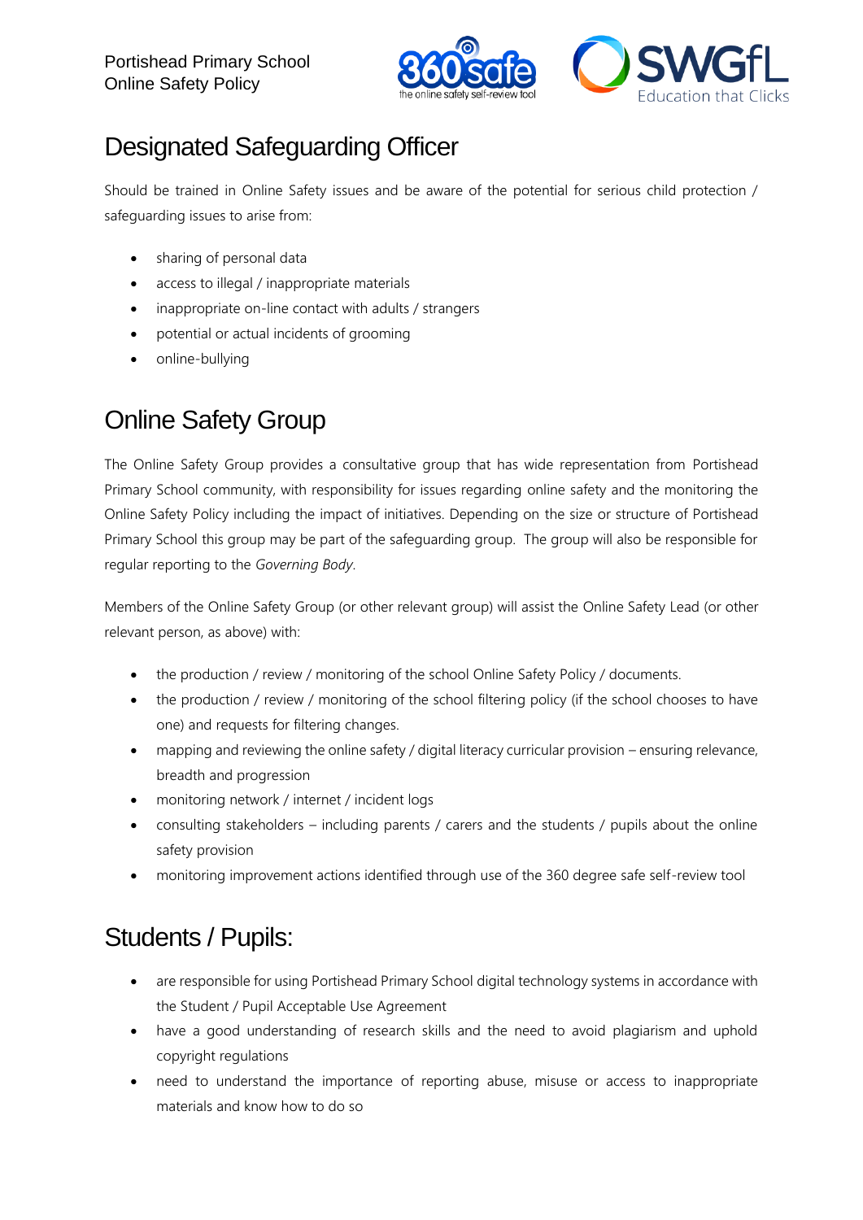## Designated Safeguarding Officer

Should be trained in Online Safety issues and be aware of the potential for serious child protection / safeguarding issues to arise from:

- sharing of personal data
- access to illegal / inappropriate materials
- inappropriate on-line contact with adults / strangers
- potential or actual incidents of grooming
- online-bullying

## Online Safety Group

The Online Safety Group provides a consultative group that has wide representation from Portishead Primary School community, with responsibility for issues regarding online safety and the monitoring the Online Safety Policy including the impact of initiatives. Depending on the size or structure of Portishead Primary School this group may be part of the safeguarding group. The group will also be responsible for regular reporting to the *Governing Body*.

Members of the Online Safety Group (or other relevant group) will assist the Online Safety Lead (or other relevant person, as above) with:

- the production / review / monitoring of the school Online Safety Policy / documents.
- the production / review / monitoring of the school filtering policy (if the school chooses to have one) and requests for filtering changes.
- mapping and reviewing the online safety / digital literacy curricular provision – ensuring relevance, breadth and progression
- monitoring network / internet / incident logs
- consulting stakeholders – including parents / carers and the students / pupils about the online safety provision
- monitoring improvement actions identified through use of the 360 degree safe self-review tool

## Students / Pupils:

- are responsible for using Portishead Primary School digital technology systems in accordance with the Student / Pupil Acceptable Use Agreement
- have a good understanding of research skills and the need to avoid plagiarism and uphold copyright regulations
- need to understand the importance of reporting abuse, misuse or access to inappropriate materials and know how to do so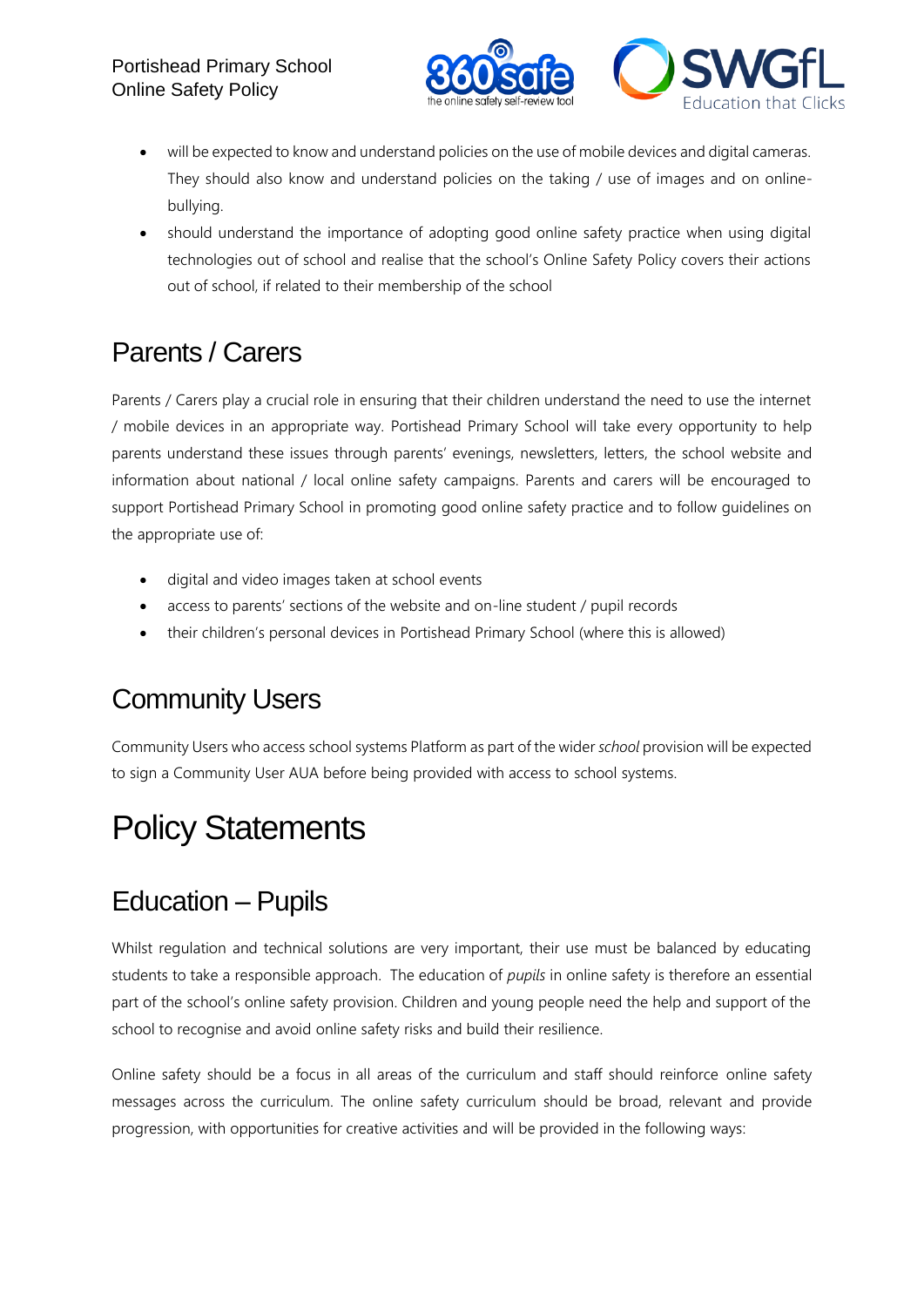- will be expected to know and understand policies on the use of mobile devices and digital cameras. They should also know and understand policies on the taking / use of images and on online-bullying.
- should understand the importance of adopting good online safety practice when using digital technologies out of school and realise that the school's Online Safety Policy covers their actions out of school, if related to their membership of the school

## Parents / Carers

Parents / Carers play a crucial role in ensuring that their children understand the need to use the internet / mobile devices in an appropriate way. Portishead Primary School will take every opportunity to help parents understand these issues through parents' evenings, newsletters, letters, the school website and information about national / local online safety campaigns. Parents and carers will be encouraged to support Portishead Primary School in promoting good online safety practice and to follow guidelines on the appropriate use of:

- digital and video images taken at school events
- access to parents' sections of the website and on-line student / pupil records
- their children's personal devices in Portishead Primary School (where this is allowed)

## Community Users

Community Users who access school systems Platform as part of the wider *school* provision will be expected to sign a Community User AUA before being provided with access to school systems.

# Policy Statements

## Education – Pupils

Whilst regulation and technical solutions are very important, their use must be balanced by educating students to take a responsible approach. The education of *pupils* in online safety is therefore an essential part of the school's online safety provision. Children and young people need the help and support of the school to recognise and avoid online safety risks and build their resilience.

Online safety should be a focus in all areas of the curriculum and staff should reinforce online safety messages across the curriculum. The online safety curriculum should be broad, relevant and provide progression, with opportunities for creative activities and will be provided in the following ways: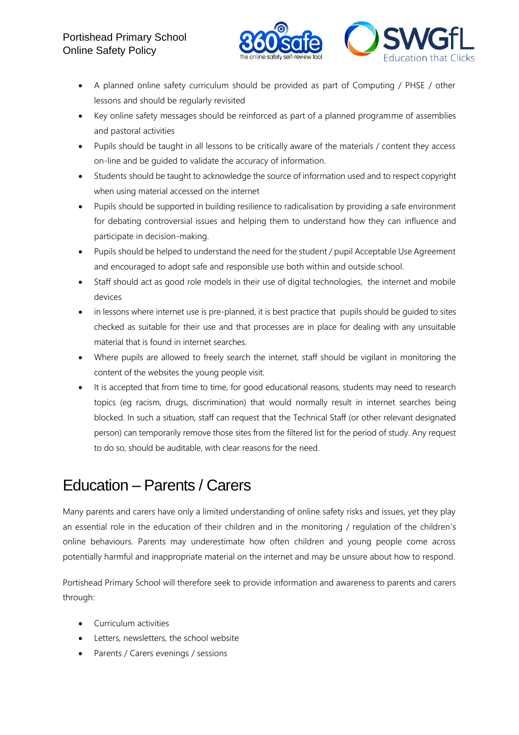- A planned online safety curriculum should be provided as part of Computing / PHSE / other lessons and should be regularly revisited
- Key online safety messages should be reinforced as part of a planned programme of assemblies and pastoral activities
- Pupils should be taught in all lessons to be critically aware of the materials / content they access on-line and be guided to validate the accuracy of information.
- Students should be taught to acknowledge the source of information used and to respect copyright when using material accessed on the internet
- Pupils should be supported in building resilience to radicalisation by providing a safe environment for debating controversial issues and helping them to understand how they can influence and participate in decision-making.
- Pupils should be helped to understand the need for the student / pupil Acceptable Use Agreement and encouraged to adopt safe and responsible use both within and outside school.
- Staff should act as good role models in their use of digital technologies, the internet and mobile devices
- in lessons where internet use is pre-planned, it is best practice that pupils should be guided to sites checked as suitable for their use and that processes are in place for dealing with any unsuitable material that is found in internet searches.
- Where pupils are allowed to freely search the internet, staff should be vigilant in monitoring the content of the websites the young people visit.
- It is accepted that from time to time, for good educational reasons, students may need to research topics (eg racism, drugs, discrimination) that would normally result in internet searches being blocked. In such a situation, staff can request that the Technical Staff (or other relevant designated person) can temporarily remove those sites from the filtered list for the period of study. Any request to do so, should be auditable, with clear reasons for the need.

# Education – Parents / Carers

Many parents and carers have only a limited understanding of online safety risks and issues, yet they play an essential role in the education of their children and in the monitoring / regulation of the children's online behaviours. Parents may underestimate how often children and young people come across potentially harmful and inappropriate material on the internet and may be unsure about how to respond.

Portishead Primary School will therefore seek to provide information and awareness to parents and carers through:

- Curriculum activities
- Letters, newsletters, the school website
- Parents / Carers evenings / sessions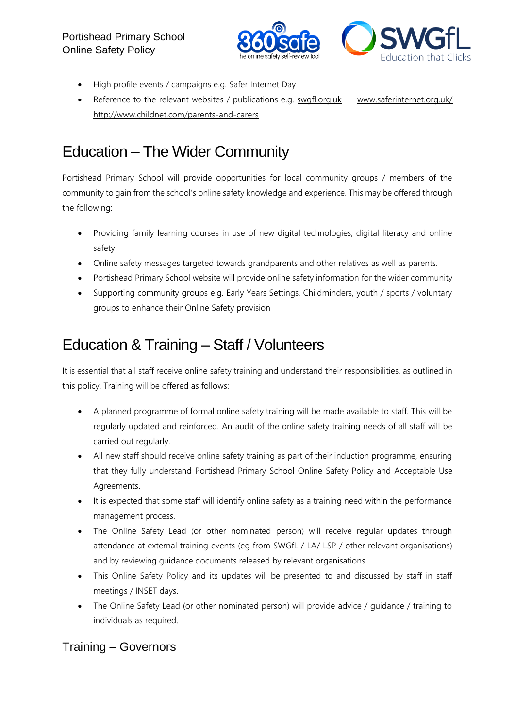- High profile events / campaigns e.g. Safer Internet Day
- Reference to the relevant websites / publications e.g. swgfl.org.uk www.saferinternet.org.uk/ http://www.childnet.com/parents-and-carers

# Education – The Wider Community

Portishead Primary School will provide opportunities for local community groups / members of the community to gain from the school's online safety knowledge and experience. This may be offered through the following:

- Providing family learning courses in use of new digital technologies, digital literacy and online safety
- Online safety messages targeted towards grandparents and other relatives as well as parents.
- Portishead Primary School website will provide online safety information for the wider community
- Supporting community groups e.g. Early Years Settings, Childminders, youth / sports / voluntary groups to enhance their Online Safety provision

# Education & Training – Staff / Volunteers

It is essential that all staff receive online safety training and understand their responsibilities, as outlined in this policy. Training will be offered as follows:

- A planned programme of formal online safety training will be made available to staff. This will be regularly updated and reinforced. An audit of the online safety training needs of all staff will be carried out regularly.
- All new staff should receive online safety training as part of their induction programme, ensuring that they fully understand Portishead Primary School Online Safety Policy and Acceptable Use Agreements.
- It is expected that some staff will identify online safety as a training need within the performance management process.
- The Online Safety Lead (or other nominated person) will receive regular updates through attendance at external training events (eg from SWGfL / LA/ LSP / other relevant organisations) and by reviewing guidance documents released by relevant organisations.
- This Online Safety Policy and its updates will be presented to and discussed by staff in staff meetings / INSET days.
- The Online Safety Lead (or other nominated person) will provide advice / guidance / training to individuals as required.

## Training – Governors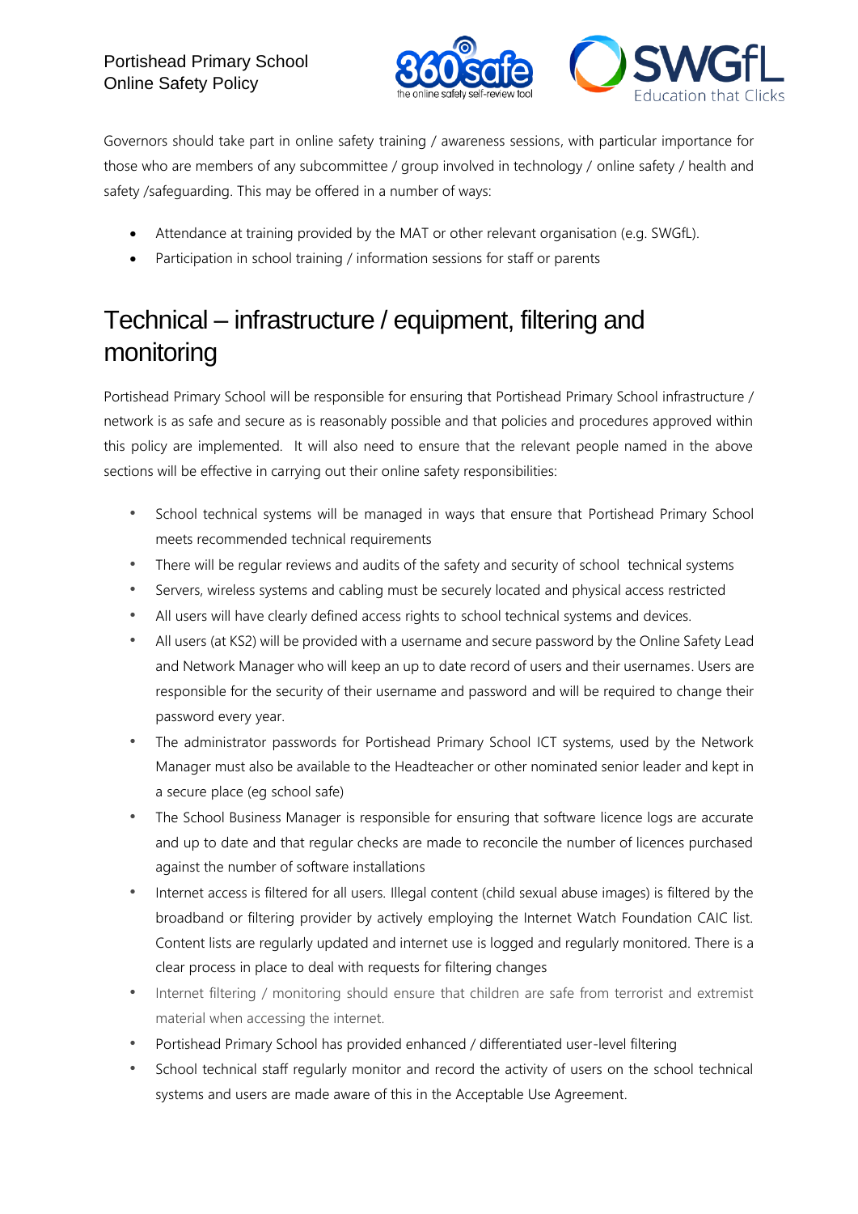Governors should take part in online safety training / awareness sessions, with particular importance for those who are members of any subcommittee / group involved in technology / online safety / health and safety /safeguarding. This may be offered in a number of ways:

- Attendance at training provided by the MAT or other relevant organisation (e.g. SWGfL).
- Participation in school training / information sessions for staff or parents

## Technical – infrastructure / equipment, filtering and monitoring

Portishead Primary School will be responsible for ensuring that Portishead Primary School infrastructure / network is as safe and secure as is reasonably possible and that policies and procedures approved within this policy are implemented. It will also need to ensure that the relevant people named in the above sections will be effective in carrying out their online safety responsibilities:

- School technical systems will be managed in ways that ensure that Portishead Primary School meets recommended technical requirements
- There will be regular reviews and audits of the safety and security of school technical systems
- Servers, wireless systems and cabling must be securely located and physical access restricted
- All users will have clearly defined access rights to school technical systems and devices.
- All users (at KS2) will be provided with a username and secure password by the Online Safety Lead and Network Manager who will keep an up to date record of users and their usernames. Users are responsible for the security of their username and password and will be required to change their password every year.
- The administrator passwords for Portishead Primary School ICT systems, used by the Network Manager must also be available to the Headteacher or other nominated senior leader and kept in a secure place (eg school safe)
- The School Business Manager is responsible for ensuring that software licence logs are accurate and up to date and that regular checks are made to reconcile the number of licences purchased against the number of software installations
- Internet access is filtered for all users. Illegal content (child sexual abuse images) is filtered by the broadband or filtering provider by actively employing the Internet Watch Foundation CAIC list. Content lists are regularly updated and internet use is logged and regularly monitored. There is a clear process in place to deal with requests for filtering changes
- Internet filtering / monitoring should ensure that children are safe from terrorist and extremist material when accessing the internet.
- Portishead Primary School has provided enhanced / differentiated user-level filtering
- School technical staff regularly monitor and record the activity of users on the school technical systems and users are made aware of this in the Acceptable Use Agreement.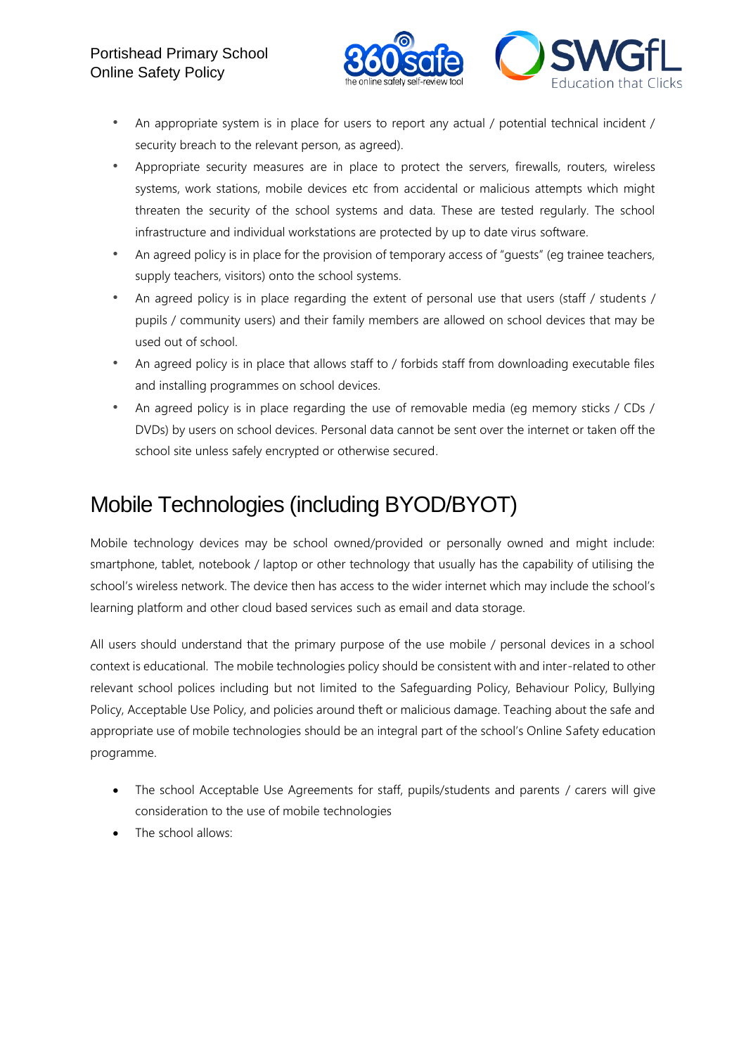- An appropriate system is in place for users to report any actual / potential technical incident / security breach to the relevant person, as agreed).
- Appropriate security measures are in place to protect the servers, firewalls, routers, wireless systems, work stations, mobile devices etc from accidental or malicious attempts which might threaten the security of the school systems and data. These are tested regularly. The school infrastructure and individual workstations are protected by up to date virus software.
- An agreed policy is in place for the provision of temporary access of "guests" (eg trainee teachers, supply teachers, visitors) onto the school systems.
- An agreed policy is in place regarding the extent of personal use that users (staff / students / pupils / community users) and their family members are allowed on school devices that may be used out of school.
- An agreed policy is in place that allows staff to / forbids staff from downloading executable files and installing programmes on school devices.
- An agreed policy is in place regarding the use of removable media (eg memory sticks / CDs / DVDs) by users on school devices. Personal data cannot be sent over the internet or taken off the school site unless safely encrypted or otherwise secured.

# Mobile Technologies (including BYOD/BYOT)

Mobile technology devices may be school owned/provided or personally owned and might include: smartphone, tablet, notebook / laptop or other technology that usually has the capability of utilising the school's wireless network. The device then has access to the wider internet which may include the school's learning platform and other cloud based services such as email and data storage.

All users should understand that the primary purpose of the use mobile / personal devices in a school context is educational. The mobile technologies policy should be consistent with and inter-related to other relevant school polices including but not limited to the Safeguarding Policy, Behaviour Policy, Bullying Policy, Acceptable Use Policy, and policies around theft or malicious damage. Teaching about the safe and appropriate use of mobile technologies should be an integral part of the school's Online Safety education programme.

- The school Acceptable Use Agreements for staff, pupils/students and parents / carers will give consideration to the use of mobile technologies
- The school allows: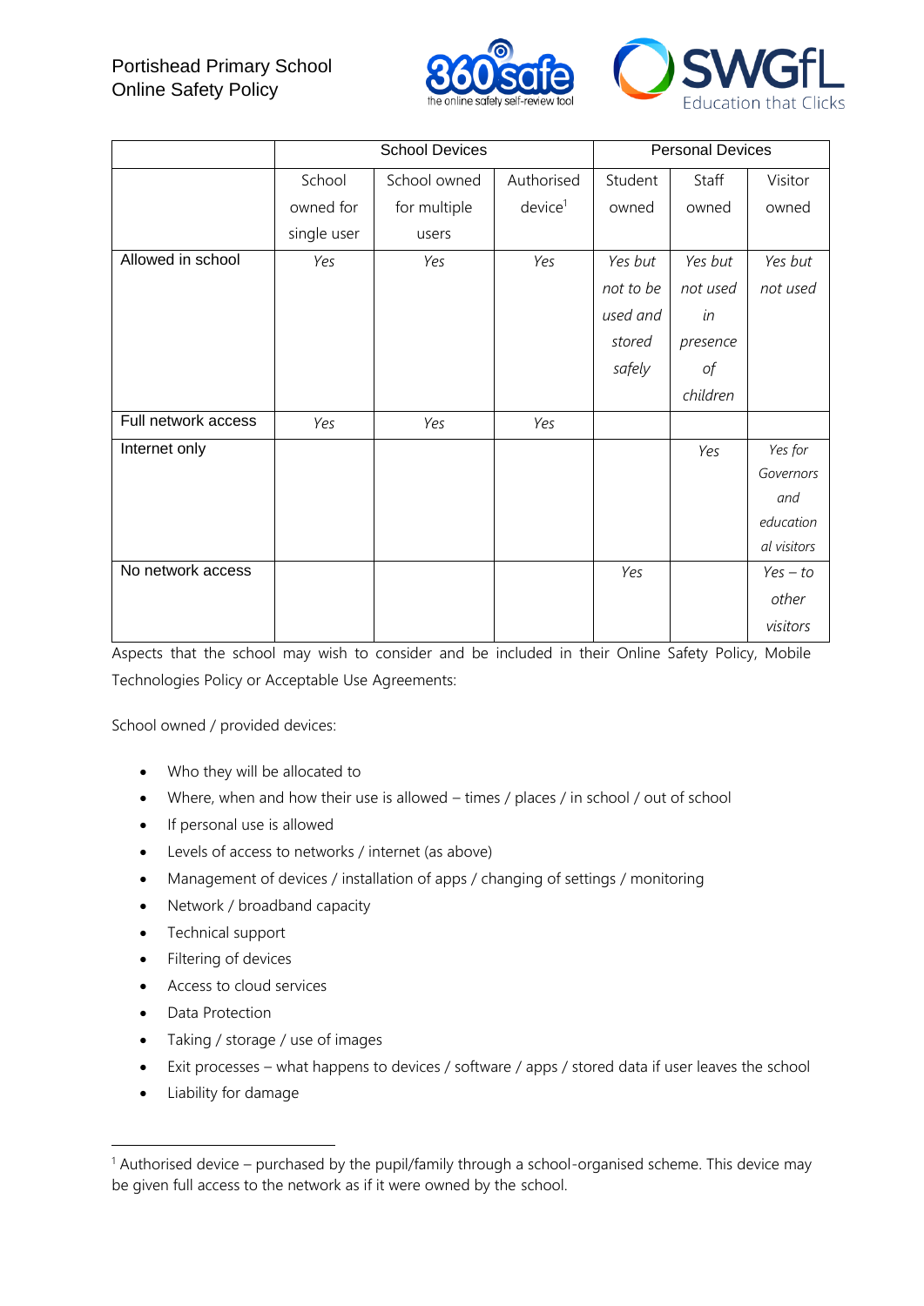| | School Devices | | | Personal Devices | | |
|---|---|---|---|---|---|---|
| | School owned for single user | School owned for multiple users | Authorised device[1] | Student owned | Staff owned | Visitor owned |
| Allowed in school | *Yes* | *Yes* | *Yes* | *Yes but not to be used and stored safely* | *Yes but not used in presence of children* | *Yes but not used* |
| Full network access | *Yes* | *Yes* | *Yes* | | | |
| Internet only | | | | | *Yes* | *Yes for Governors and educational visitors* |
| No network access | | | | *Yes* | | *Yes – to other visitors* |

Aspects that the school may wish to consider and be included in their Online Safety Policy, Mobile Technologies Policy or Acceptable Use Agreements:

School owned / provided devices:

- Who they will be allocated to
- Where, when and how their use is allowed – times / places / in school / out of school
- If personal use is allowed
- Levels of access to networks / internet (as above)
- Management of devices / installation of apps / changing of settings / monitoring
- Network / broadband capacity
- Technical support
- Filtering of devices
- Access to cloud services
- Data Protection
- Taking / storage / use of images
- Exit processes – what happens to devices / software / apps / stored data if user leaves the school
- Liability for damage

[1] Authorised device – purchased by the pupil/family through a school-organised scheme. This device may be given full access to the network as if it were owned by the school.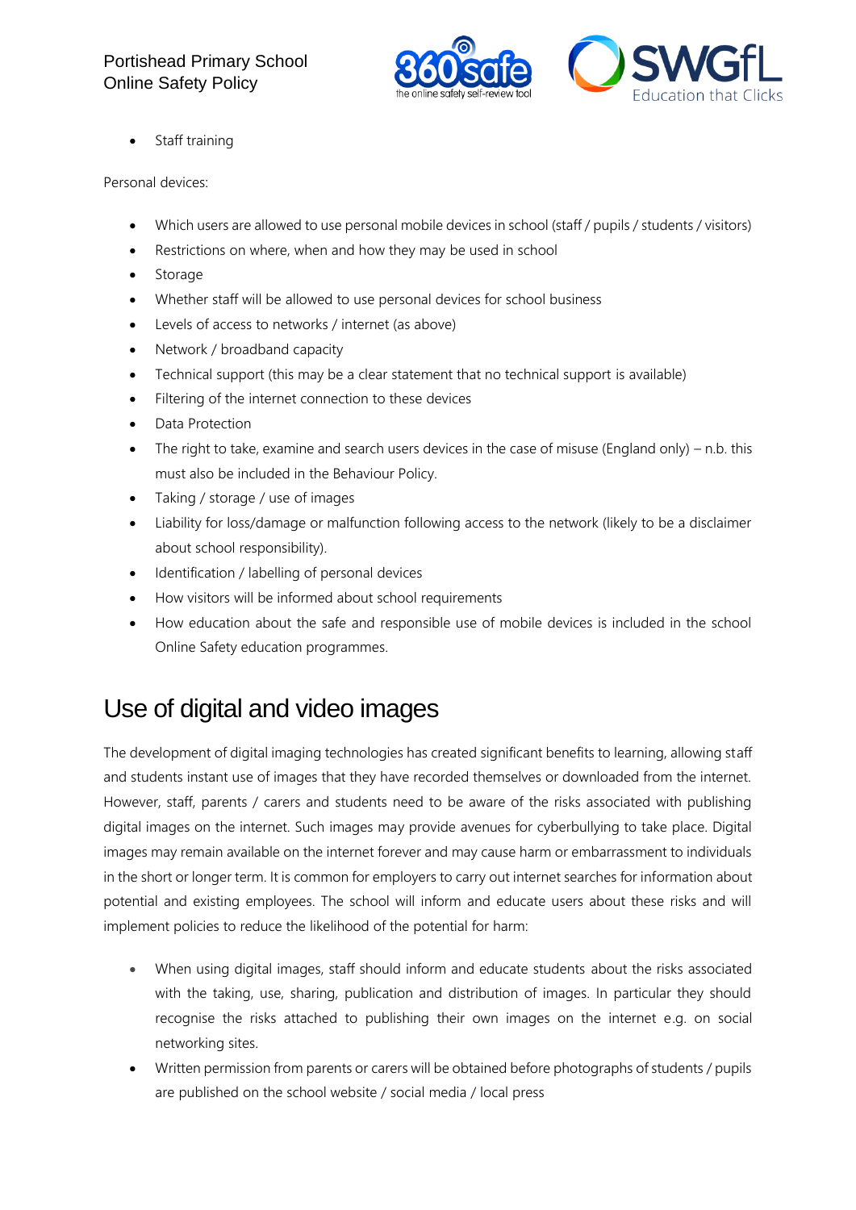- Staff training

Personal devices:

- Which users are allowed to use personal mobile devices in school (staff / pupils / students / visitors)
- Restrictions on where, when and how they may be used in school
- Storage
- Whether staff will be allowed to use personal devices for school business
- Levels of access to networks / internet (as above)
- Network / broadband capacity
- Technical support (this may be a clear statement that no technical support is available)
- Filtering of the internet connection to these devices
- Data Protection
- The right to take, examine and search users devices in the case of misuse (England only) – n.b. this must also be included in the Behaviour Policy.
- Taking / storage / use of images
- Liability for loss/damage or malfunction following access to the network (likely to be a disclaimer about school responsibility).
- Identification / labelling of personal devices
- How visitors will be informed about school requirements
- How education about the safe and responsible use of mobile devices is included in the school Online Safety education programmes.

# Use of digital and video images

The development of digital imaging technologies has created significant benefits to learning, allowing staff and students instant use of images that they have recorded themselves or downloaded from the internet. However, staff, parents / carers and students need to be aware of the risks associated with publishing digital images on the internet. Such images may provide avenues for cyberbullying to take place. Digital images may remain available on the internet forever and may cause harm or embarrassment to individuals in the short or longer term. It is common for employers to carry out internet searches for information about potential and existing employees. The school will inform and educate users about these risks and will implement policies to reduce the likelihood of the potential for harm:

- When using digital images, staff should inform and educate students about the risks associated with the taking, use, sharing, publication and distribution of images. In particular they should recognise the risks attached to publishing their own images on the internet e.g. on social networking sites.
- Written permission from parents or carers will be obtained before photographs of students / pupils are published on the school website / social media / local press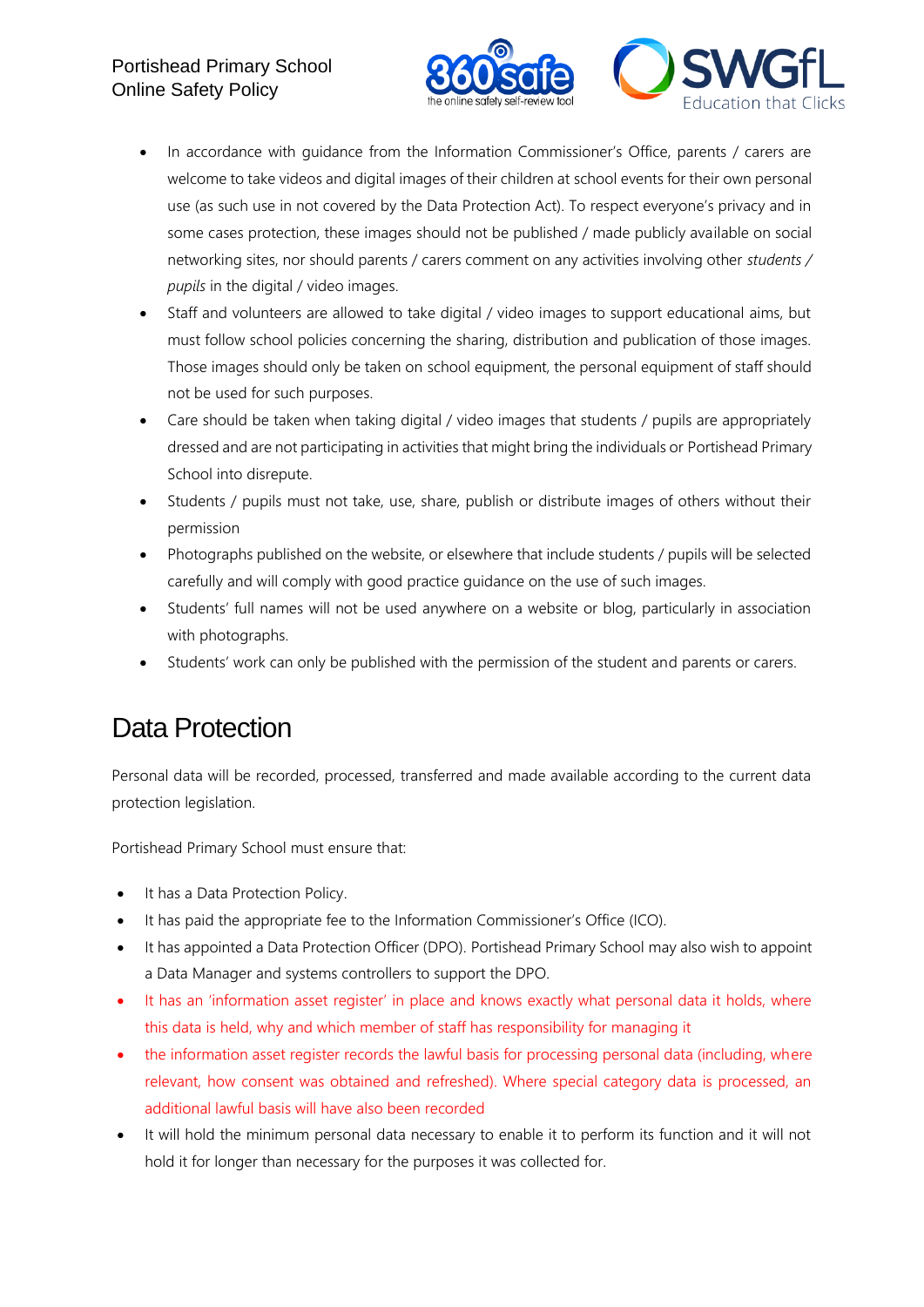- In accordance with guidance from the Information Commissioner's Office, parents / carers are welcome to take videos and digital images of their children at school events for their own personal use (as such use in not covered by the Data Protection Act). To respect everyone's privacy and in some cases protection, these images should not be published / made publicly available on social networking sites, nor should parents / carers comment on any activities involving other *students / pupils* in the digital / video images.
- Staff and volunteers are allowed to take digital / video images to support educational aims, but must follow school policies concerning the sharing, distribution and publication of those images. Those images should only be taken on school equipment, the personal equipment of staff should not be used for such purposes.
- Care should be taken when taking digital / video images that students / pupils are appropriately dressed and are not participating in activities that might bring the individuals or Portishead Primary School into disrepute.
- Students / pupils must not take, use, share, publish or distribute images of others without their permission
- Photographs published on the website, or elsewhere that include students / pupils will be selected carefully and will comply with good practice guidance on the use of such images.
- Students' full names will not be used anywhere on a website or blog, particularly in association with photographs.
- Students' work can only be published with the permission of the student and parents or carers.

# Data Protection

Personal data will be recorded, processed, transferred and made available according to the current data protection legislation.

Portishead Primary School must ensure that:

- It has a Data Protection Policy.
- It has paid the appropriate fee to the Information Commissioner's Office (ICO).
- It has appointed a Data Protection Officer (DPO). Portishead Primary School may also wish to appoint a Data Manager and systems controllers to support the DPO.
- It has an 'information asset register' in place and knows exactly what personal data it holds, where this data is held, why and which member of staff has responsibility for managing it
- the information asset register records the lawful basis for processing personal data (including, where relevant, how consent was obtained and refreshed). Where special category data is processed, an additional lawful basis will have also been recorded
- It will hold the minimum personal data necessary to enable it to perform its function and it will not hold it for longer than necessary for the purposes it was collected for.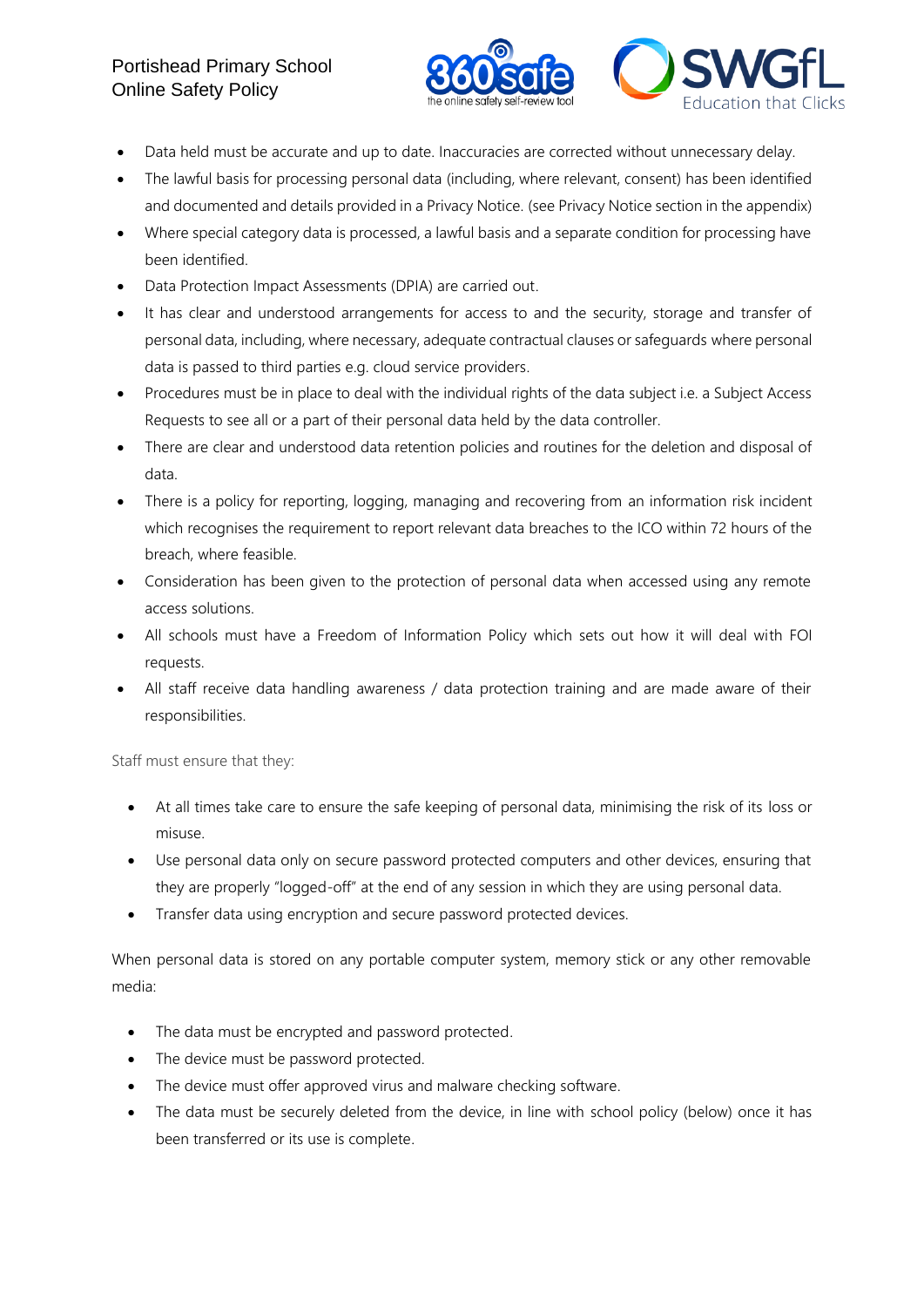- Data held must be accurate and up to date. Inaccuracies are corrected without unnecessary delay.
- The lawful basis for processing personal data (including, where relevant, consent) has been identified and documented and details provided in a Privacy Notice. (see Privacy Notice section in the appendix)
- Where special category data is processed, a lawful basis and a separate condition for processing have been identified.
- Data Protection Impact Assessments (DPIA) are carried out.
- It has clear and understood arrangements for access to and the security, storage and transfer of personal data, including, where necessary, adequate contractual clauses or safeguards where personal data is passed to third parties e.g. cloud service providers.
- Procedures must be in place to deal with the individual rights of the data subject i.e. a Subject Access Requests to see all or a part of their personal data held by the data controller.
- There are clear and understood data retention policies and routines for the deletion and disposal of data.
- There is a policy for reporting, logging, managing and recovering from an information risk incident which recognises the requirement to report relevant data breaches to the ICO within 72 hours of the breach, where feasible.
- Consideration has been given to the protection of personal data when accessed using any remote access solutions.
- All schools must have a Freedom of Information Policy which sets out how it will deal with FOI requests.
- All staff receive data handling awareness / data protection training and are made aware of their responsibilities.

Staff must ensure that they:

- At all times take care to ensure the safe keeping of personal data, minimising the risk of its loss or misuse.
- Use personal data only on secure password protected computers and other devices, ensuring that they are properly "logged-off" at the end of any session in which they are using personal data.
- Transfer data using encryption and secure password protected devices.

When personal data is stored on any portable computer system, memory stick or any other removable media:

- The data must be encrypted and password protected.
- The device must be password protected.
- The device must offer approved virus and malware checking software.
- The data must be securely deleted from the device, in line with school policy (below) once it has been transferred or its use is complete.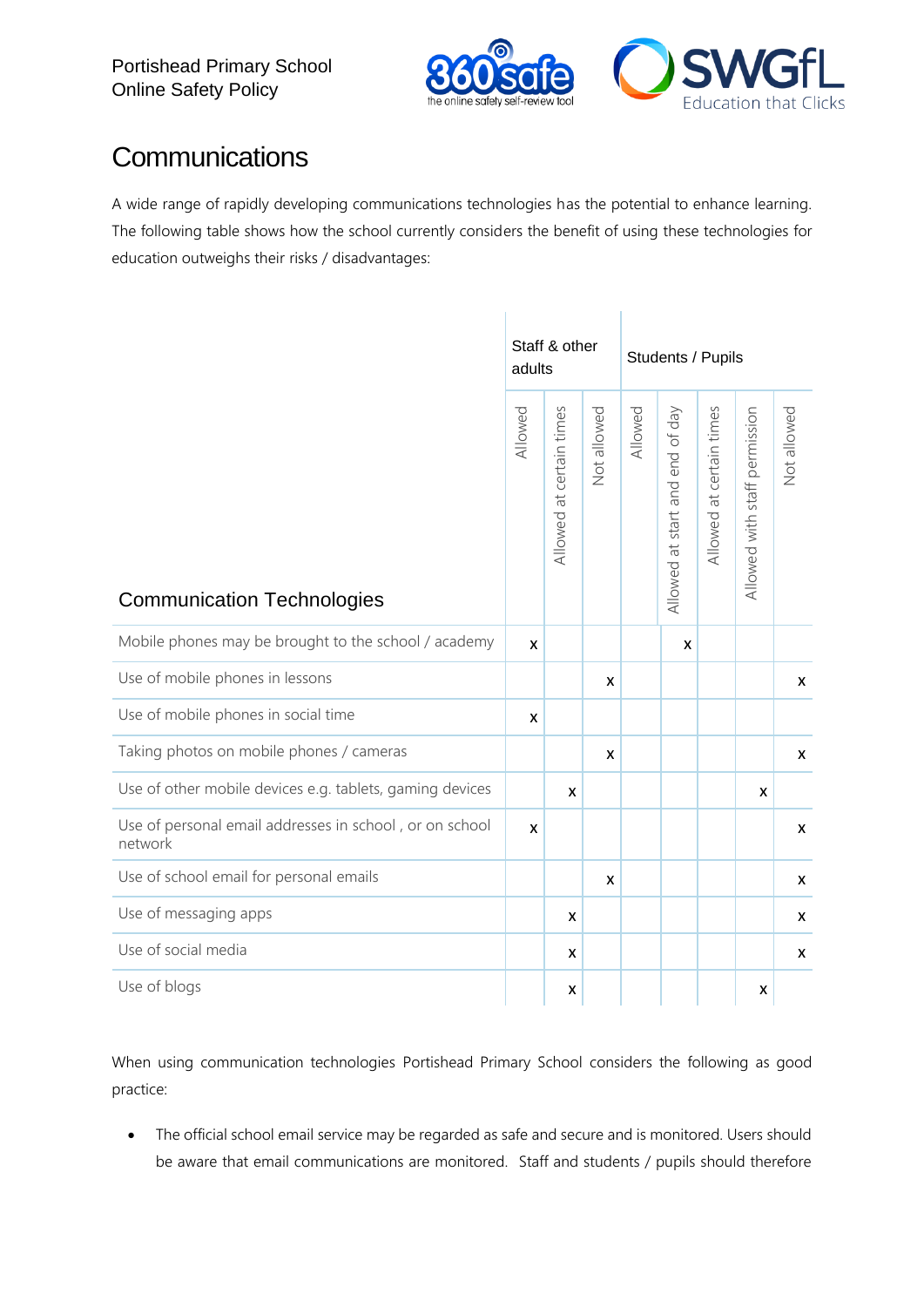## Communications

A wide range of rapidly developing communications technologies has the potential to enhance learning. The following table shows how the school currently considers the benefit of using these technologies for education outweighs their risks / disadvantages:

| Communication Technologies | Staff & other adults | | | Students / Pupils | | | | |
|---|---|---|---|---|---|---|---|---|
| | Allowed | Allowed at certain times | Not allowed | Allowed | Allowed at start and end of day | Allowed at certain times | Allowed with staff permission | Not allowed |
| Mobile phones may be brought to the school / academy | x | | | | x | | | |
| Use of mobile phones in lessons | | | x | | | | | x |
| Use of mobile phones in social time | x | | | | | | | |
| Taking photos on mobile phones / cameras | | | x | | | | | x |
| Use of other mobile devices e.g. tablets, gaming devices | | x | | | | | x | |
| Use of personal email addresses in school , or on school network | x | | | | | | | x |
| Use of school email for personal emails | | | x | | | | | x |
| Use of messaging apps | | x | | | | | | x |
| Use of social media | | x | | | | | | x |
| Use of blogs | | x | | | | | x | |

When using communication technologies Portishead Primary School considers the following as good practice:

- The official school email service may be regarded as safe and secure and is monitored. Users should be aware that email communications are monitored. Staff and students / pupils should therefore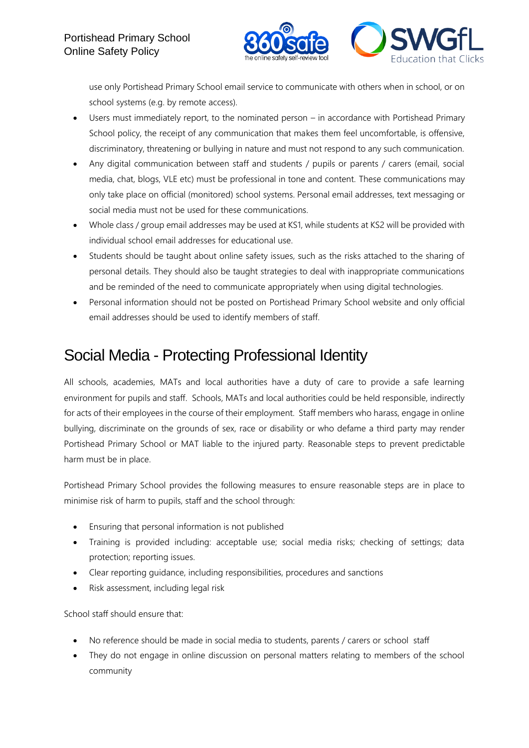use only Portishead Primary School email service to communicate with others when in school, or on school systems (e.g. by remote access).

- Users must immediately report, to the nominated person – in accordance with Portishead Primary School policy, the receipt of any communication that makes them feel uncomfortable, is offensive, discriminatory, threatening or bullying in nature and must not respond to any such communication.
- Any digital communication between staff and students / pupils or parents / carers (email, social media, chat, blogs, VLE etc) must be professional in tone and content. These communications may only take place on official (monitored) school systems. Personal email addresses, text messaging or social media must not be used for these communications.
- Whole class / group email addresses may be used at KS1, while students at KS2 will be provided with individual school email addresses for educational use.
- Students should be taught about online safety issues, such as the risks attached to the sharing of personal details. They should also be taught strategies to deal with inappropriate communications and be reminded of the need to communicate appropriately when using digital technologies.
- Personal information should not be posted on Portishead Primary School website and only official email addresses should be used to identify members of staff.

# Social Media - Protecting Professional Identity

All schools, academies, MATs and local authorities have a duty of care to provide a safe learning environment for pupils and staff. Schools, MATs and local authorities could be held responsible, indirectly for acts of their employees in the course of their employment. Staff members who harass, engage in online bullying, discriminate on the grounds of sex, race or disability or who defame a third party may render Portishead Primary School or MAT liable to the injured party. Reasonable steps to prevent predictable harm must be in place.

Portishead Primary School provides the following measures to ensure reasonable steps are in place to minimise risk of harm to pupils, staff and the school through:

- Ensuring that personal information is not published
- Training is provided including: acceptable use; social media risks; checking of settings; data protection; reporting issues.
- Clear reporting guidance, including responsibilities, procedures and sanctions
- Risk assessment, including legal risk

School staff should ensure that:

- No reference should be made in social media to students, parents / carers or school staff
- They do not engage in online discussion on personal matters relating to members of the school community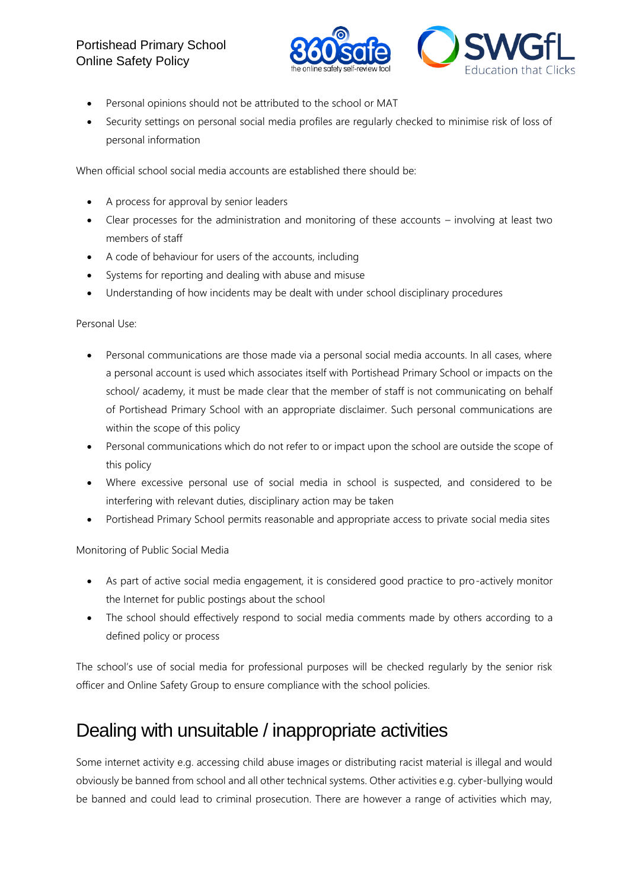- Personal opinions should not be attributed to the school or MAT
- Security settings on personal social media profiles are regularly checked to minimise risk of loss of personal information

When official school social media accounts are established there should be:

- A process for approval by senior leaders
- Clear processes for the administration and monitoring of these accounts – involving at least two members of staff
- A code of behaviour for users of the accounts, including
- Systems for reporting and dealing with abuse and misuse
- Understanding of how incidents may be dealt with under school disciplinary procedures

Personal Use:

- Personal communications are those made via a personal social media accounts. In all cases, where a personal account is used which associates itself with Portishead Primary School or impacts on the school/ academy, it must be made clear that the member of staff is not communicating on behalf of Portishead Primary School with an appropriate disclaimer. Such personal communications are within the scope of this policy
- Personal communications which do not refer to or impact upon the school are outside the scope of this policy
- Where excessive personal use of social media in school is suspected, and considered to be interfering with relevant duties, disciplinary action may be taken
- Portishead Primary School permits reasonable and appropriate access to private social media sites

Monitoring of Public Social Media

- As part of active social media engagement, it is considered good practice to pro-actively monitor the Internet for public postings about the school
- The school should effectively respond to social media comments made by others according to a defined policy or process

The school's use of social media for professional purposes will be checked regularly by the senior risk officer and Online Safety Group to ensure compliance with the school policies.

# Dealing with unsuitable / inappropriate activities

Some internet activity e.g. accessing child abuse images or distributing racist material is illegal and would obviously be banned from school and all other technical systems. Other activities e.g. cyber-bullying would be banned and could lead to criminal prosecution. There are however a range of activities which may,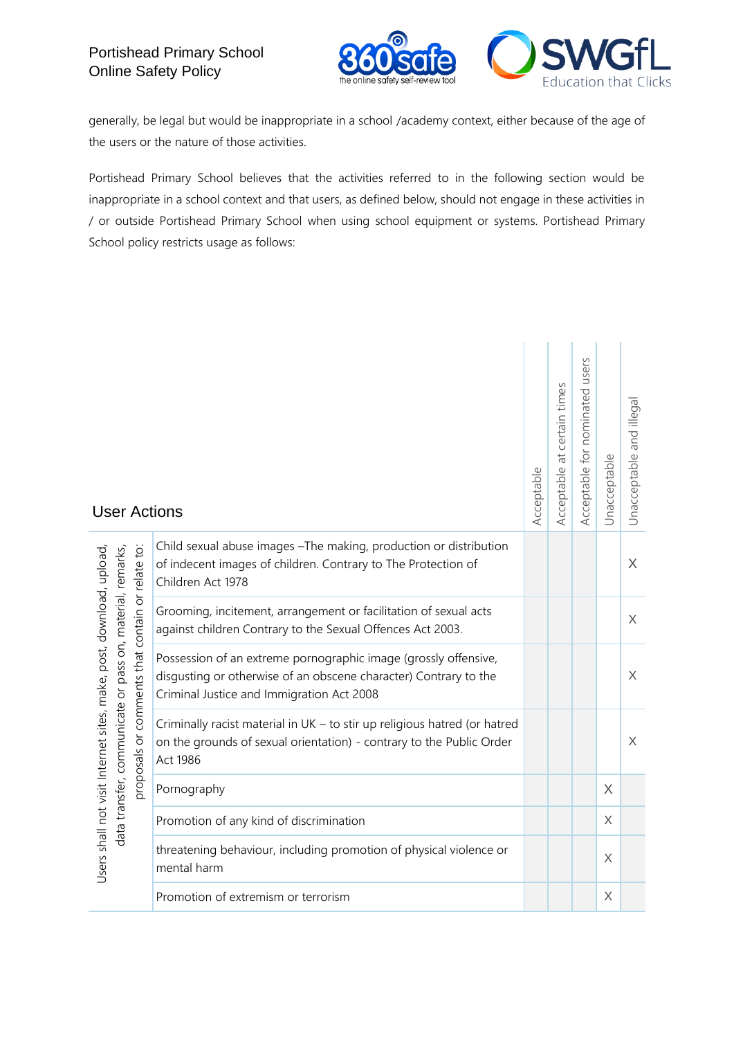generally, be legal but would be inappropriate in a school /academy context, either because of the age of the users or the nature of those activities.

Portishead Primary School believes that the activities referred to in the following section would be inappropriate in a school context and that users, as defined below, should not engage in these activities in / or outside Portishead Primary School when using school equipment or systems. Portishead Primary School policy restricts usage as follows:

| User Actions | | Acceptable | Acceptable at certain times | Acceptable for nominated users | Unacceptable | Unacceptable and illegal |
|---|---|---|---|---|---|---|
| Users shall not visit Internet sites, make, post, download, upload, data transfer, communicate or pass on, material, remarks, proposals or comments that contain or relate to: | Child sexual abuse images –The making, production or distribution of indecent images of children. Contrary to The Protection of Children Act 1978 | | | | | X |
| | Grooming, incitement, arrangement or facilitation of sexual acts against children Contrary to the Sexual Offences Act 2003. | | | | | X |
| | Possession of an extreme pornographic image (grossly offensive, disgusting or otherwise of an obscene character) Contrary to the Criminal Justice and Immigration Act 2008 | | | | | X |
| | Criminally racist material in UK – to stir up religious hatred (or hatred on the grounds of sexual orientation) - contrary to the Public Order Act 1986 | | | | | X |
| | Pornography | | | | X | |
| | Promotion of any kind of discrimination | | | | X | |
| | threatening behaviour, including promotion of physical violence or mental harm | | | | X | |
| | Promotion of extremism or terrorism | | | | X | |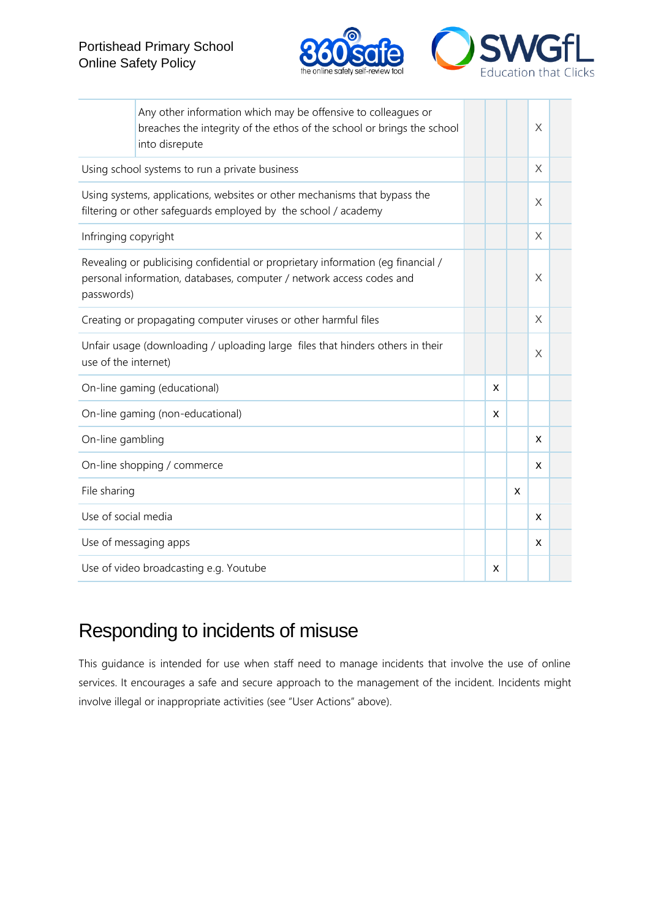| | | | | | | |
|---|---|---|---|---|---|---|
| | Any other information which may be offensive to colleagues or breaches the integrity of the ethos of the school or brings the school into disrepute | | | | X | |
| Using school systems to run a private business | | | | | X | |
| Using systems, applications, websites or other mechanisms that bypass the filtering or other safeguards employed by the school / academy | | | | | X | |
| Infringing copyright | | | | | X | |
| Revealing or publicising confidential or proprietary information (eg financial / personal information, databases, computer / network access codes and passwords) | | | | | X | |
| Creating or propagating computer viruses or other harmful files | | | | | X | |
| Unfair usage (downloading / uploading large files that hinders others in their use of the internet) | | | | | X | |
| On-line gaming (educational) | | | x | | | |
| On-line gaming (non-educational) | | | x | | | |
| On-line gambling | | | | | x | |
| On-line shopping / commerce | | | | | x | |
| File sharing | | | | x | | |
| Use of social media | | | | | x | |
| Use of messaging apps | | | | | x | |
| Use of video broadcasting e.g. Youtube | | | x | | | |

# Responding to incidents of misuse

This guidance is intended for use when staff need to manage incidents that involve the use of online services. It encourages a safe and secure approach to the management of the incident. Incidents might involve illegal or inappropriate activities (see "User Actions" above).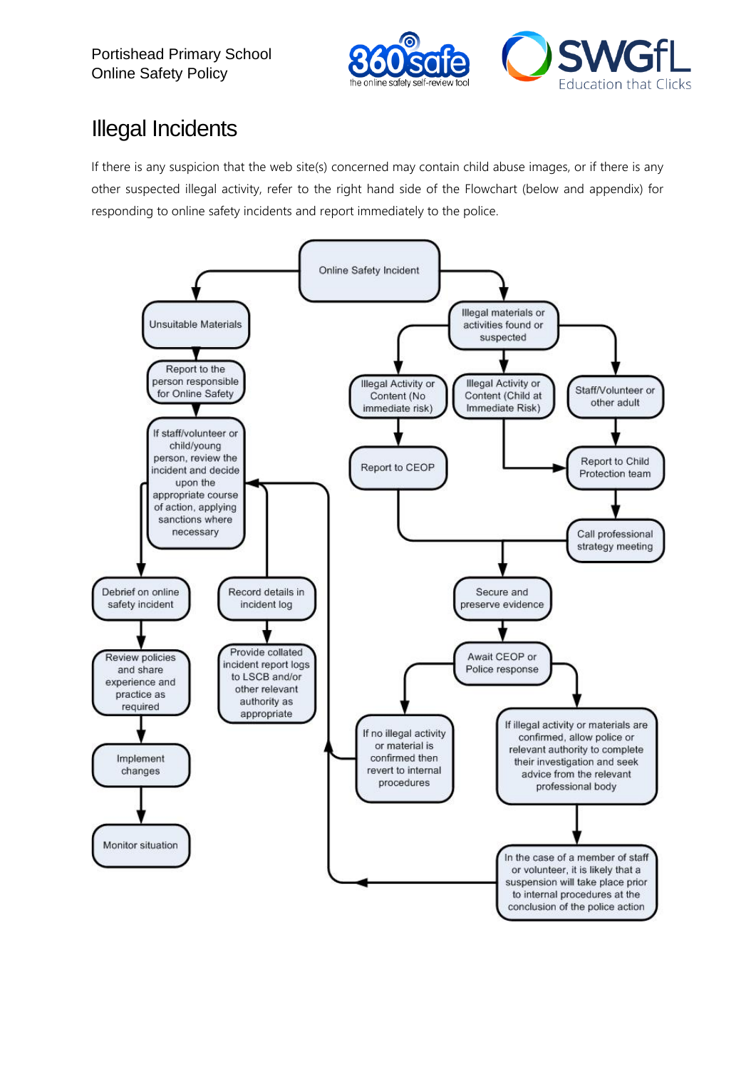# Illegal Incidents

If there is any suspicion that the web site(s) concerned may contain child abuse images, or if there is any other suspected illegal activity, refer to the right hand side of the Flowchart (below and appendix) for responding to online safety incidents and report immediately to the police.

Online Safety Incident

Unsuitable Materials

Report to the person responsible for Online Safety

If staff/volunteer or child/young person, review the incident and decide upon the appropriate course of action, applying sanctions where necessary

Debrief on online safety incident

Review policies and share experience and practice as required

Implement changes

Monitor situation

Record details in incident log

Provide collated incident report logs to LSCB and/or other relevant authority as appropriate

Illegal materials or activities found or suspected

Illegal Activity or Content (No immediate risk)

Report to CEOP

Illegal Activity or Content (Child at Immediate Risk)

Staff/Volunteer or other adult

Report to Child Protection team

Call professional strategy meeting

Secure and preserve evidence

Await CEOP or Police response

If no illegal activity or material is confirmed then revert to internal procedures

If illegal activity or materials are confirmed, allow police or relevant authority to complete their investigation and seek advice from the relevant professional body

In the case of a member of staff or volunteer, it is likely that a suspension will take place prior to internal procedures at the conclusion of the police action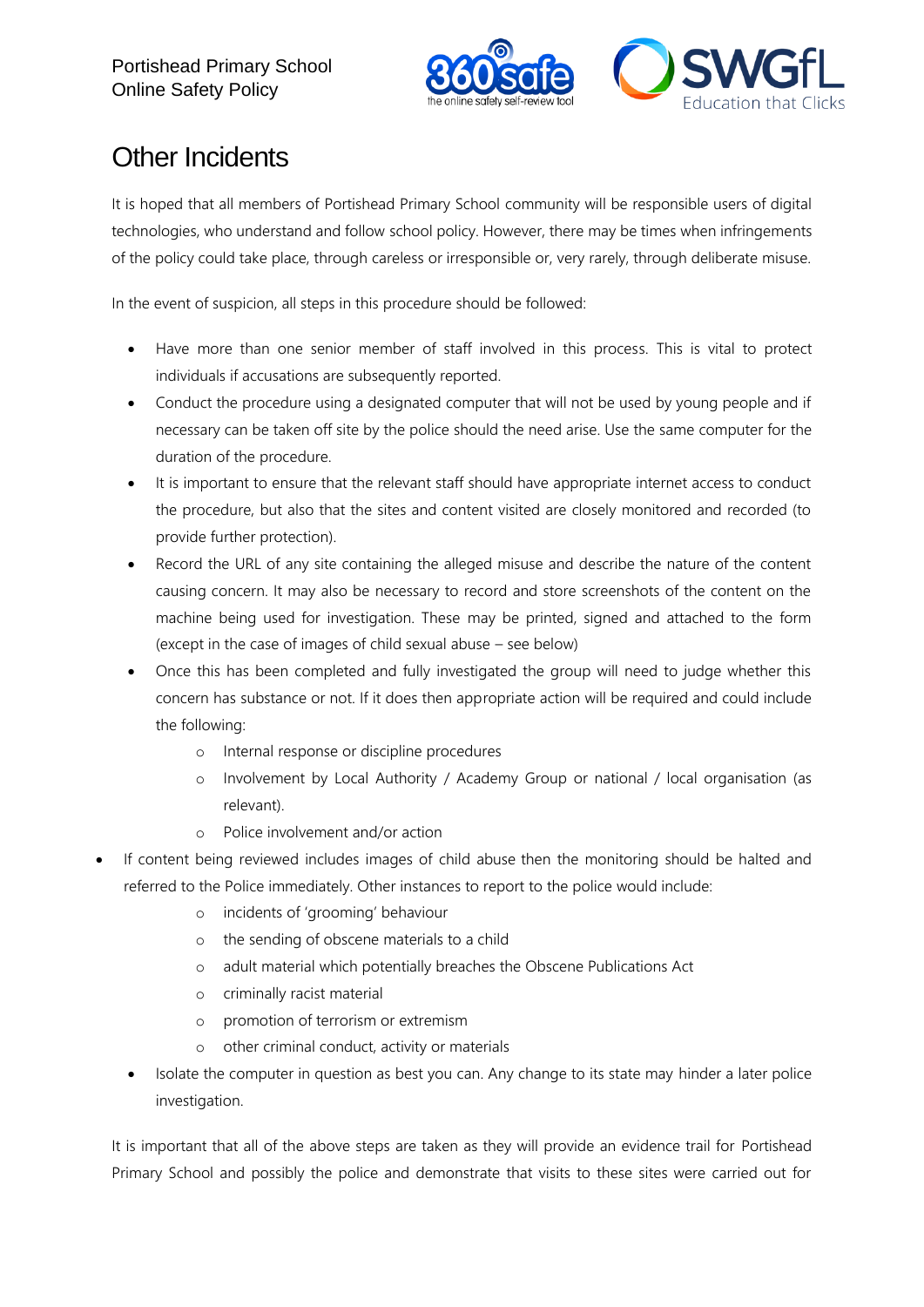# Other Incidents

It is hoped that all members of Portishead Primary School community will be responsible users of digital technologies, who understand and follow school policy. However, there may be times when infringements of the policy could take place, through careless or irresponsible or, very rarely, through deliberate misuse.

In the event of suspicion, all steps in this procedure should be followed:

- Have more than one senior member of staff involved in this process. This is vital to protect individuals if accusations are subsequently reported.
- Conduct the procedure using a designated computer that will not be used by young people and if necessary can be taken off site by the police should the need arise. Use the same computer for the duration of the procedure.
- It is important to ensure that the relevant staff should have appropriate internet access to conduct the procedure, but also that the sites and content visited are closely monitored and recorded (to provide further protection).
- Record the URL of any site containing the alleged misuse and describe the nature of the content causing concern. It may also be necessary to record and store screenshots of the content on the machine being used for investigation. These may be printed, signed and attached to the form (except in the case of images of child sexual abuse – see below)
- Once this has been completed and fully investigated the group will need to judge whether this concern has substance or not. If it does then appropriate action will be required and could include the following:
  - Internal response or discipline procedures
  - Involvement by Local Authority / Academy Group or national / local organisation (as relevant).
  - Police involvement and/or action
- If content being reviewed includes images of child abuse then the monitoring should be halted and referred to the Police immediately. Other instances to report to the police would include:
  - incidents of 'grooming' behaviour
  - the sending of obscene materials to a child
  - adult material which potentially breaches the Obscene Publications Act
  - criminally racist material
  - promotion of terrorism or extremism
  - other criminal conduct, activity or materials
- Isolate the computer in question as best you can. Any change to its state may hinder a later police investigation.

It is important that all of the above steps are taken as they will provide an evidence trail for Portishead Primary School and possibly the police and demonstrate that visits to these sites were carried out for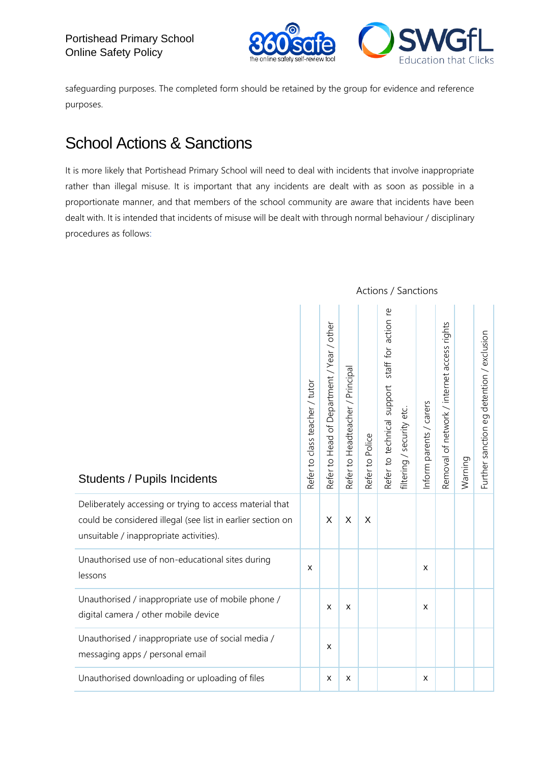safeguarding purposes. The completed form should be retained by the group for evidence and reference purposes.

## School Actions & Sanctions

It is more likely that Portishead Primary School will need to deal with incidents that involve inappropriate rather than illegal misuse. It is important that any incidents are dealt with as soon as possible in a proportionate manner, and that members of the school community are aware that incidents have been dealt with. It is intended that incidents of misuse will be dealt with through normal behaviour / disciplinary procedures as follows:

| | Actions / Sanctions | | | | | | | | |
|---|---|---|---|---|---|---|---|---|---|
| **Students / Pupils Incidents** | Refer to class teacher / tutor | Refer to Head of Department / Year / other | Refer to Headteacher / Principal | Refer to Police | Refer to technical support staff for action re filtering / security etc. | Inform parents / carers | Removal of network / internet access rights | Warning | Further sanction eg detention / exclusion |
| Deliberately accessing or trying to access material that could be considered illegal (see list in earlier section on unsuitable / inappropriate activities). | | X | X | X | | | | | |
| Unauthorised use of non-educational sites during lessons | x | | | | | x | | | |
| Unauthorised / inappropriate use of mobile phone / digital camera / other mobile device | | x | x | | | x | | | |
| Unauthorised / inappropriate use of social media / messaging apps / personal email | | x | | | | | | | |
| Unauthorised downloading or uploading of files | | x | x | | | x | | | |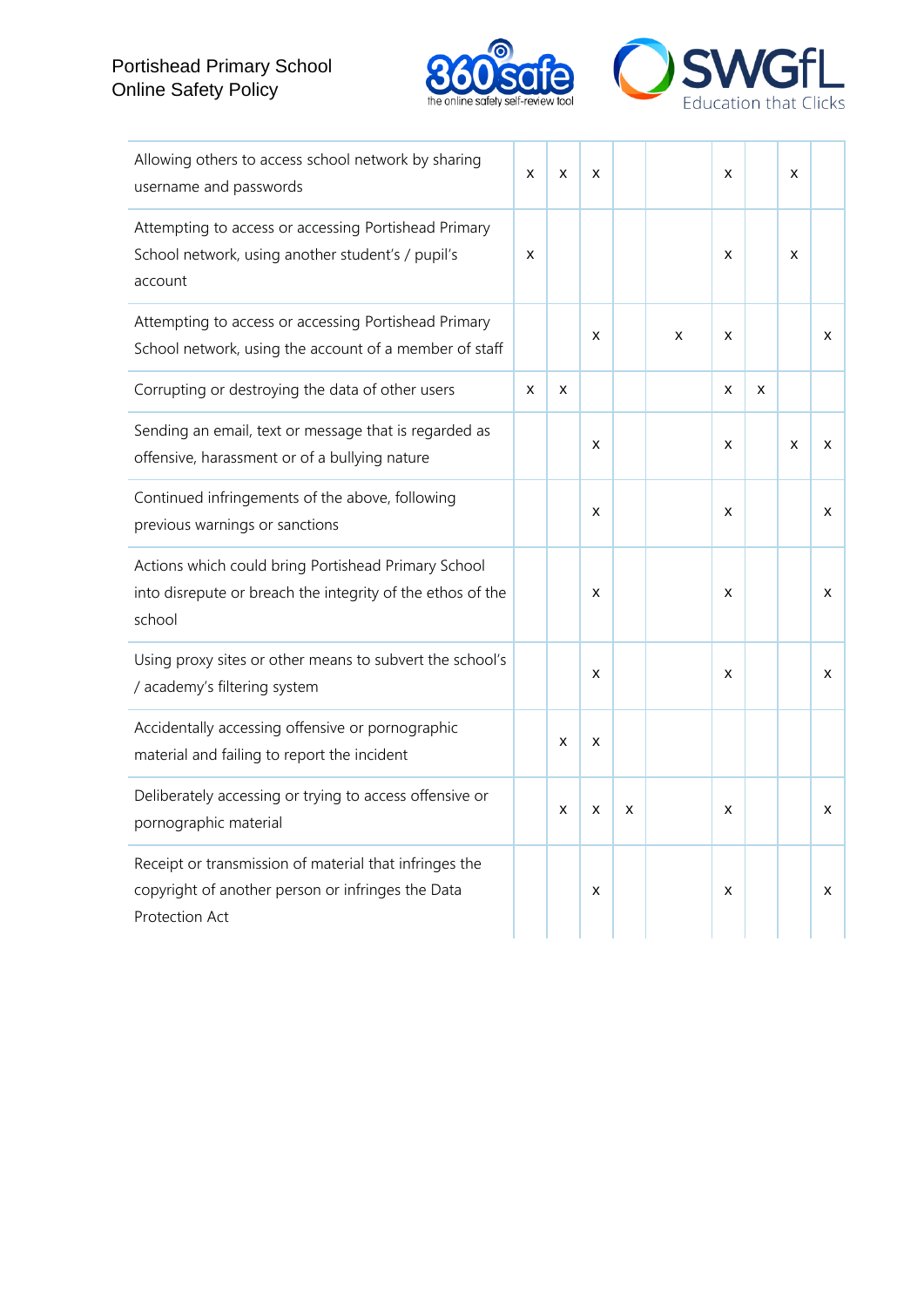| | | | | | | | | | |
|---|---|---|---|---|---|---|---|---|---|
| Allowing others to access school network by sharing username and passwords | x | x | x | | | x | | x | |
| Attempting to access or accessing Portishead Primary School network, using another student's / pupil's account | x | | | | | x | | x | |
| Attempting to access or accessing Portishead Primary School network, using the account of a member of staff | | | x | | x | x | | | x |
| Corrupting or destroying the data of other users | x | x | | | | x | x | | |
| Sending an email, text or message that is regarded as offensive, harassment or of a bullying nature | | | x | | | x | | x | x |
| Continued infringements of the above, following previous warnings or sanctions | | | x | | | x | | | x |
| Actions which could bring Portishead Primary School into disrepute or breach the integrity of the ethos of the school | | | x | | | x | | | x |
| Using proxy sites or other means to subvert the school's / academy's filtering system | | | x | | | x | | | x |
| Accidentally accessing offensive or pornographic material and failing to report the incident | | x | x | | | | | | |
| Deliberately accessing or trying to access offensive or pornographic material | | x | x | x | | x | | | x |
| Receipt or transmission of material that infringes the copyright of another person or infringes the Data Protection Act | | | x | | | x | | | x |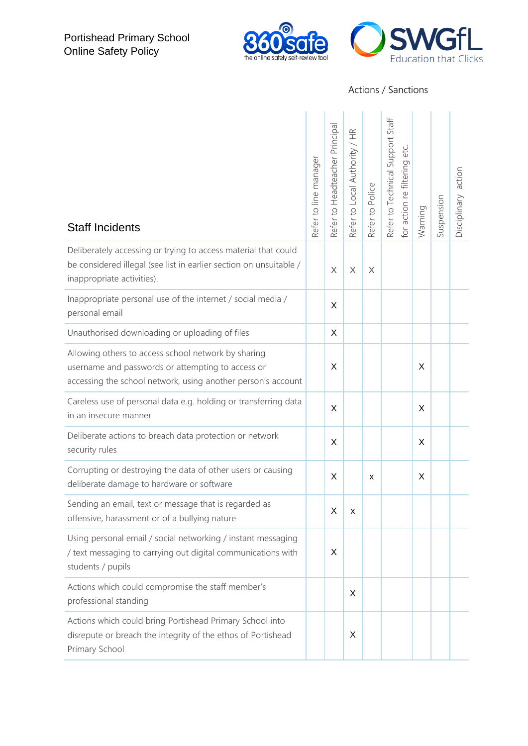Actions / Sanctions

| Staff Incidents | Refer to line manager | Refer to Headteacher Principal | Refer to Local Authority / HR | Refer to Police | Refer to Technical Support Staff for action re filtering etc. | Warning | Suspension | Disciplinary action |
|---|---|---|---|---|---|---|---|---|
| Deliberately accessing or trying to access material that could be considered illegal (see list in earlier section on unsuitable / inappropriate activities). | | X | X | X | | | | |
| Inappropriate personal use of the internet / social media / personal email | | X | | | | | | |
| Unauthorised downloading or uploading of files | | X | | | | | | |
| Allowing others to access school network by sharing username and passwords or attempting to access or accessing the school network, using another person's account | | X | | | | X | | |
| Careless use of personal data e.g. holding or transferring data in an insecure manner | | X | | | | X | | |
| Deliberate actions to breach data protection or network security rules | | X | | | | X | | |
| Corrupting or destroying the data of other users or causing deliberate damage to hardware or software | | X | | x | | X | | |
| Sending an email, text or message that is regarded as offensive, harassment or of a bullying nature | | X | x | | | | | |
| Using personal email / social networking / instant messaging / text messaging to carrying out digital communications with students / pupils | | X | | | | | | |
| Actions which could compromise the staff member's professional standing | | | X | | | | | |
| Actions which could bring Portishead Primary School into disrepute or breach the integrity of the ethos of Portishead Primary School | | | X | | | | | |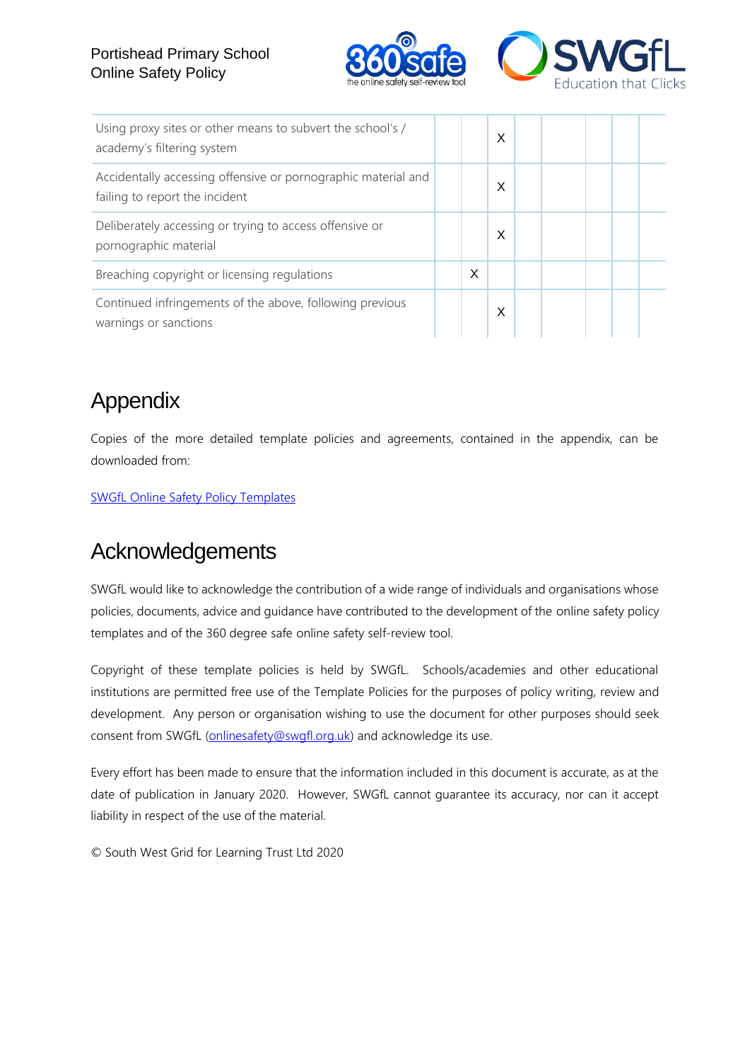| | | | | | | | | |
|---|---|---|---|---|---|---|---|---|
| Using proxy sites or other means to subvert the school's / academy's filtering system | | | X | | | | | |
| Accidentally accessing offensive or pornographic material and failing to report the incident | | | X | | | | | |
| Deliberately accessing or trying to access offensive or pornographic material | | | X | | | | | |
| Breaching copyright or licensing regulations | | X | | | | | | |
| Continued infringements of the above, following previous warnings or sanctions | | | X | | | | | |

# Appendix

Copies of the more detailed template policies and agreements, contained in the appendix, can be downloaded from:

[SWGfL Online Safety Policy Templates]

# Acknowledgements

SWGfL would like to acknowledge the contribution of a wide range of individuals and organisations whose policies, documents, advice and guidance have contributed to the development of the online safety policy templates and of the 360 degree safe online safety self-review tool.

Copyright of these template policies is held by SWGfL. Schools/academies and other educational institutions are permitted free use of the Template Policies for the purposes of policy writing, review and development. Any person or organisation wishing to use the document for other purposes should seek consent from SWGfL (onlinesafety@swgfl.org.uk) and acknowledge its use.

Every effort has been made to ensure that the information included in this document is accurate, as at the date of publication in January 2020. However, SWGfL cannot guarantee its accuracy, nor can it accept liability in respect of the use of the material.

© South West Grid for Learning Trust Ltd 2020